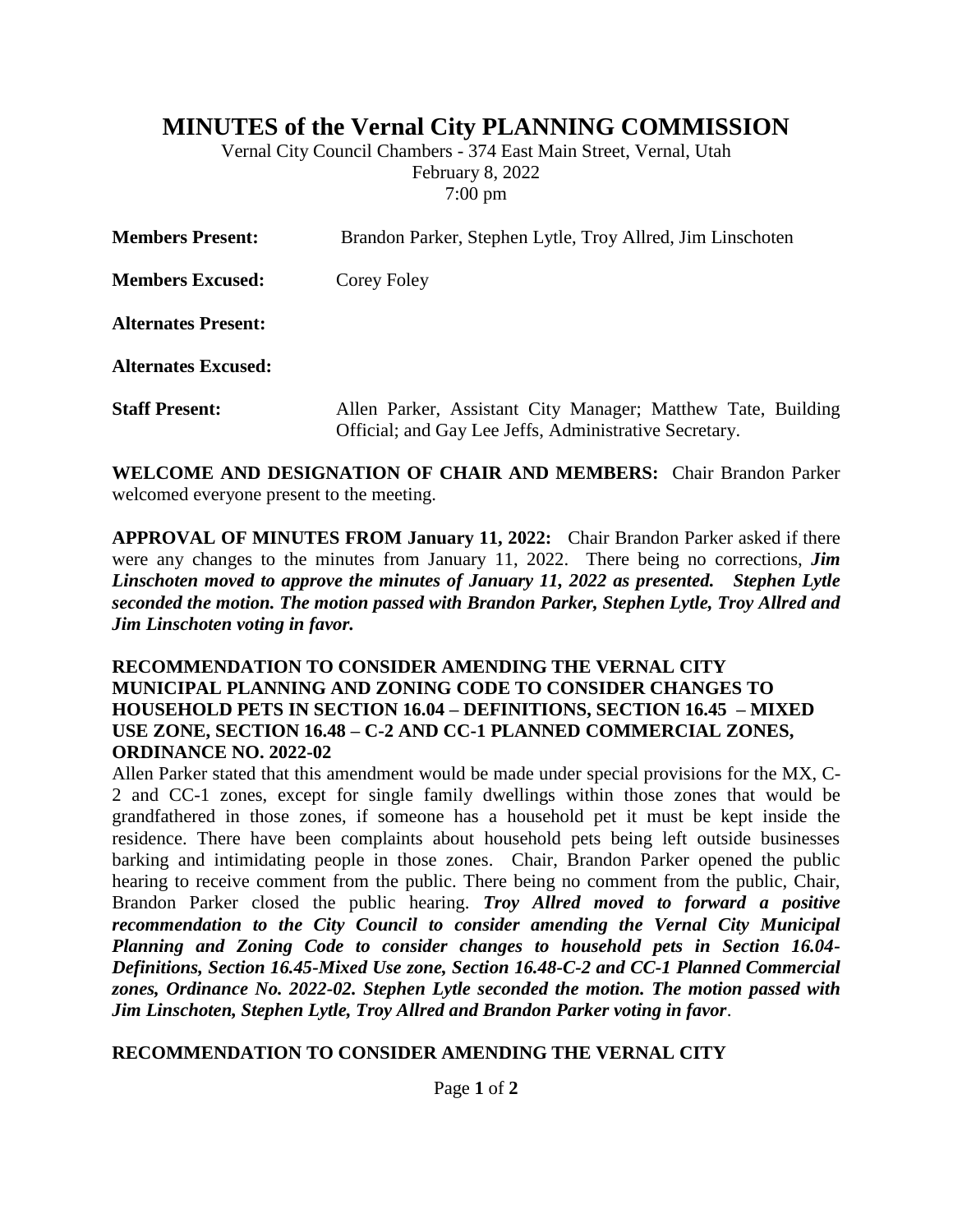# MINUTES of the Vernal City PLANNING COMMISSION

Vernal City Council Chambers - 374 East Main Street, Vernal, Utah
February 8, 2022
7:00 pm

**Members Present:** Brandon Parker, Stephen Lytle, Troy Allred, Jim Linschoten

**Members Excused:** Corey Foley

**Alternates Present:**

**Alternates Excused:**

**Staff Present:** Allen Parker, Assistant City Manager; Matthew Tate, Building Official; and Gay Lee Jeffs, Administrative Secretary.

**WELCOME AND DESIGNATION OF CHAIR AND MEMBERS:** Chair Brandon Parker welcomed everyone present to the meeting.

**APPROVAL OF MINUTES FROM January 11, 2022:** Chair Brandon Parker asked if there were any changes to the minutes from January 11, 2022. There being no corrections, ***Jim Linschoten moved to approve the minutes of January 11, 2022 as presented. Stephen Lytle seconded the motion. The motion passed with Brandon Parker, Stephen Lytle, Troy Allred and Jim Linschoten voting in favor.***

**RECOMMENDATION TO CONSIDER AMENDING THE VERNAL CITY MUNICIPAL PLANNING AND ZONING CODE TO CONSIDER CHANGES TO HOUSEHOLD PETS IN SECTION 16.04 – DEFINITIONS, SECTION 16.45 – MIXED USE ZONE, SECTION 16.48 – C-2 AND CC-1 PLANNED COMMERCIAL ZONES, ORDINANCE NO. 2022-02**

Allen Parker stated that this amendment would be made under special provisions for the MX, C-2 and CC-1 zones, except for single family dwellings within those zones that would be grandfathered in those zones, if someone has a household pet it must be kept inside the residence. There have been complaints about household pets being left outside businesses barking and intimidating people in those zones. Chair, Brandon Parker opened the public hearing to receive comment from the public. There being no comment from the public, Chair, Brandon Parker closed the public hearing. ***Troy Allred moved to forward a positive recommendation to the City Council to consider amending the Vernal City Municipal Planning and Zoning Code to consider changes to household pets in Section 16.04-Definitions, Section 16.45-Mixed Use zone, Section 16.48-C-2 and CC-1 Planned Commercial zones, Ordinance No. 2022-02. Stephen Lytle seconded the motion. The motion passed with Jim Linschoten, Stephen Lytle, Troy Allred and Brandon Parker voting in favor***.

**RECOMMENDATION TO CONSIDER AMENDING THE VERNAL CITY**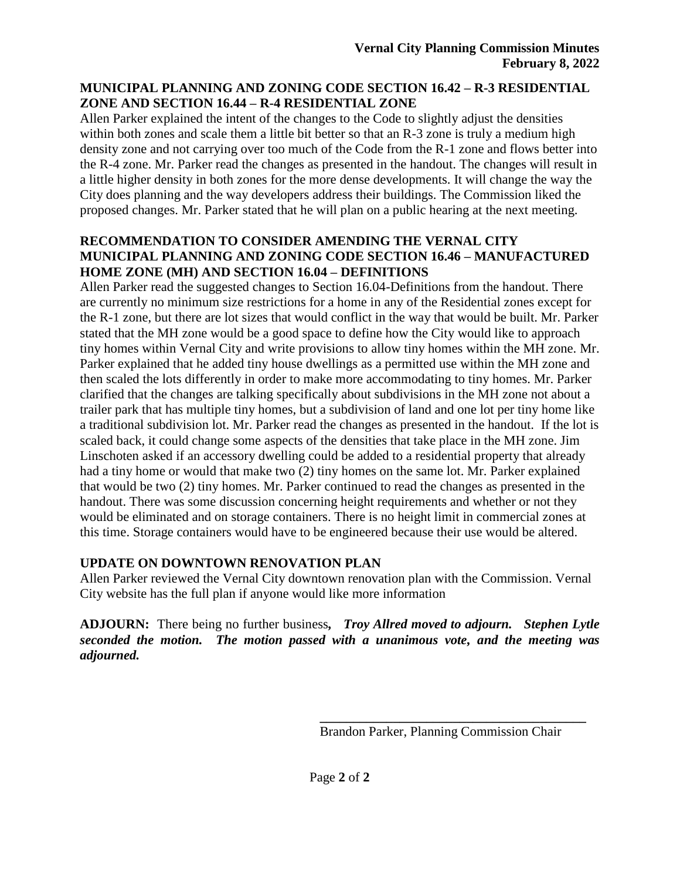**MUNICIPAL PLANNING AND ZONING CODE SECTION 16.42 – R-3 RESIDENTIAL ZONE AND SECTION 16.44 – R-4 RESIDENTIAL ZONE**

Allen Parker explained the intent of the changes to the Code to slightly adjust the densities within both zones and scale them a little bit better so that an R-3 zone is truly a medium high density zone and not carrying over too much of the Code from the R-1 zone and flows better into the R-4 zone. Mr. Parker read the changes as presented in the handout. The changes will result in a little higher density in both zones for the more dense developments. It will change the way the City does planning and the way developers address their buildings. The Commission liked the proposed changes. Mr. Parker stated that he will plan on a public hearing at the next meeting.

**RECOMMENDATION TO CONSIDER AMENDING THE VERNAL CITY MUNICIPAL PLANNING AND ZONING CODE SECTION 16.46 – MANUFACTURED HOME ZONE (MH) AND SECTION 16.04 – DEFINITIONS**

Allen Parker read the suggested changes to Section 16.04-Definitions from the handout. There are currently no minimum size restrictions for a home in any of the Residential zones except for the R-1 zone, but there are lot sizes that would conflict in the way that would be built. Mr. Parker stated that the MH zone would be a good space to define how the City would like to approach tiny homes within Vernal City and write provisions to allow tiny homes within the MH zone. Mr. Parker explained that he added tiny house dwellings as a permitted use within the MH zone and then scaled the lots differently in order to make more accommodating to tiny homes. Mr. Parker clarified that the changes are talking specifically about subdivisions in the MH zone not about a trailer park that has multiple tiny homes, but a subdivision of land and one lot per tiny home like a traditional subdivision lot. Mr. Parker read the changes as presented in the handout. If the lot is scaled back, it could change some aspects of the densities that take place in the MH zone. Jim Linschoten asked if an accessory dwelling could be added to a residential property that already had a tiny home or would that make two (2) tiny homes on the same lot. Mr. Parker explained that would be two (2) tiny homes. Mr. Parker continued to read the changes as presented in the handout. There was some discussion concerning height requirements and whether or not they would be eliminated and on storage containers. There is no height limit in commercial zones at this time. Storage containers would have to be engineered because their use would be altered.

**UPDATE ON DOWNTOWN RENOVATION PLAN**

Allen Parker reviewed the Vernal City downtown renovation plan with the Commission. Vernal City website has the full plan if anyone would like more information

**ADJOURN:** There being no further business**,** ***Troy Allred moved to adjourn. Stephen Lytle seconded the motion. The motion passed with a unanimous vote, and the meeting was adjourned.***

\_\_\_\_\_\_\_\_\_\_\_\_\_\_\_\_\_\_\_\_\_\_\_\_\_\_\_\_\_\_\_\_\_\_\_\_\_\_\_\_

Brandon Parker, Planning Commission Chair